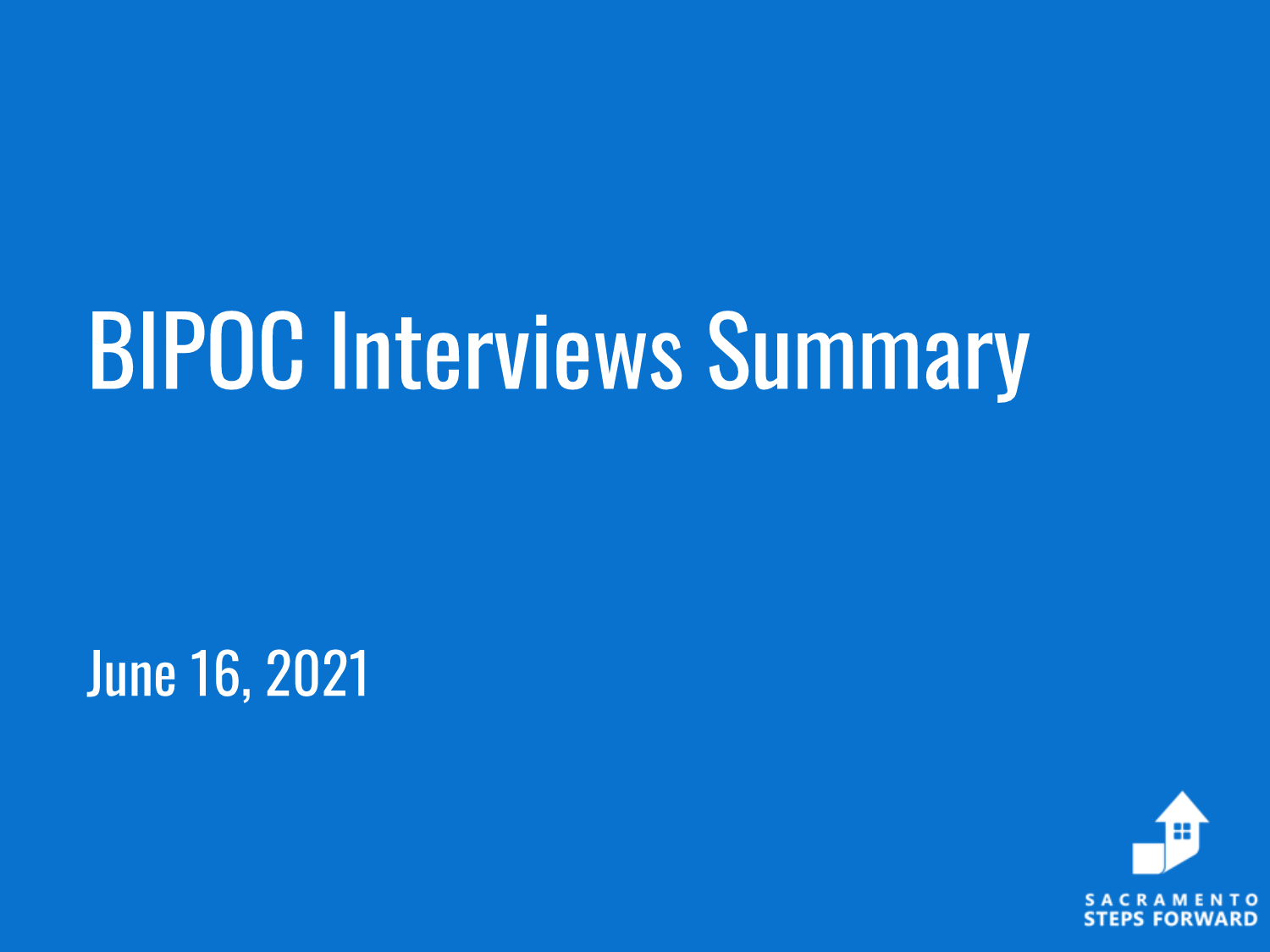# BIPOC Interviews Summary

June 16, 2021

SACRAMENTO STEPS FORWARD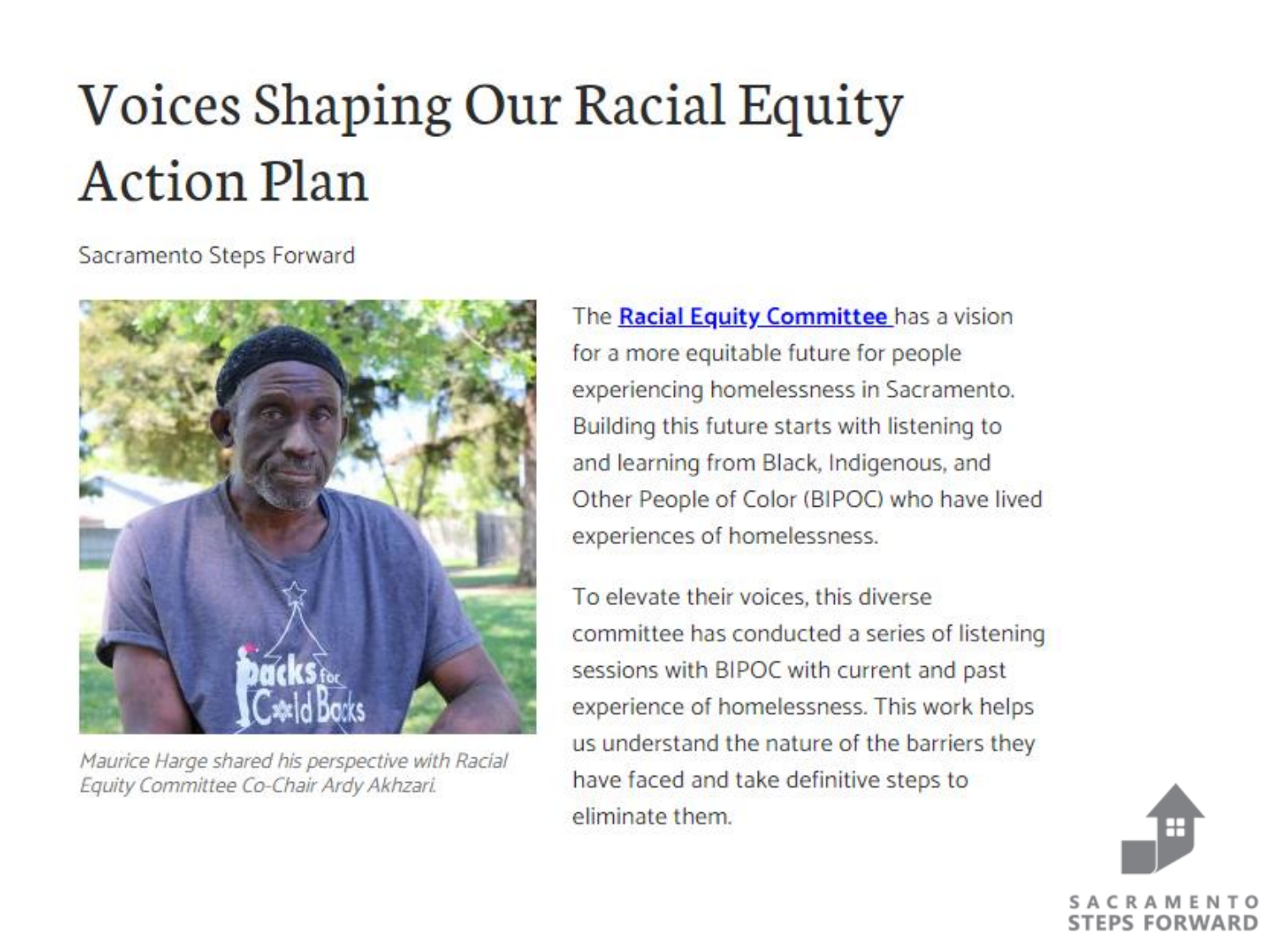# Voices Shaping Our Racial Equity Action Plan

Sacramento Steps Forward

*Maurice Harge shared his perspective with Racial Equity Committee Co-Chair Ardy Akhzari.*

The **Racial Equity Committee** has a vision for a more equitable future for people experiencing homelessness in Sacramento. Building this future starts with listening to and learning from Black, Indigenous, and Other People of Color (BIPOC) who have lived experiences of homelessness.

To elevate their voices, this diverse committee has conducted a series of listening sessions with BIPOC with current and past experience of homelessness. This work helps us understand the nature of the barriers they have faced and take definitive steps to eliminate them.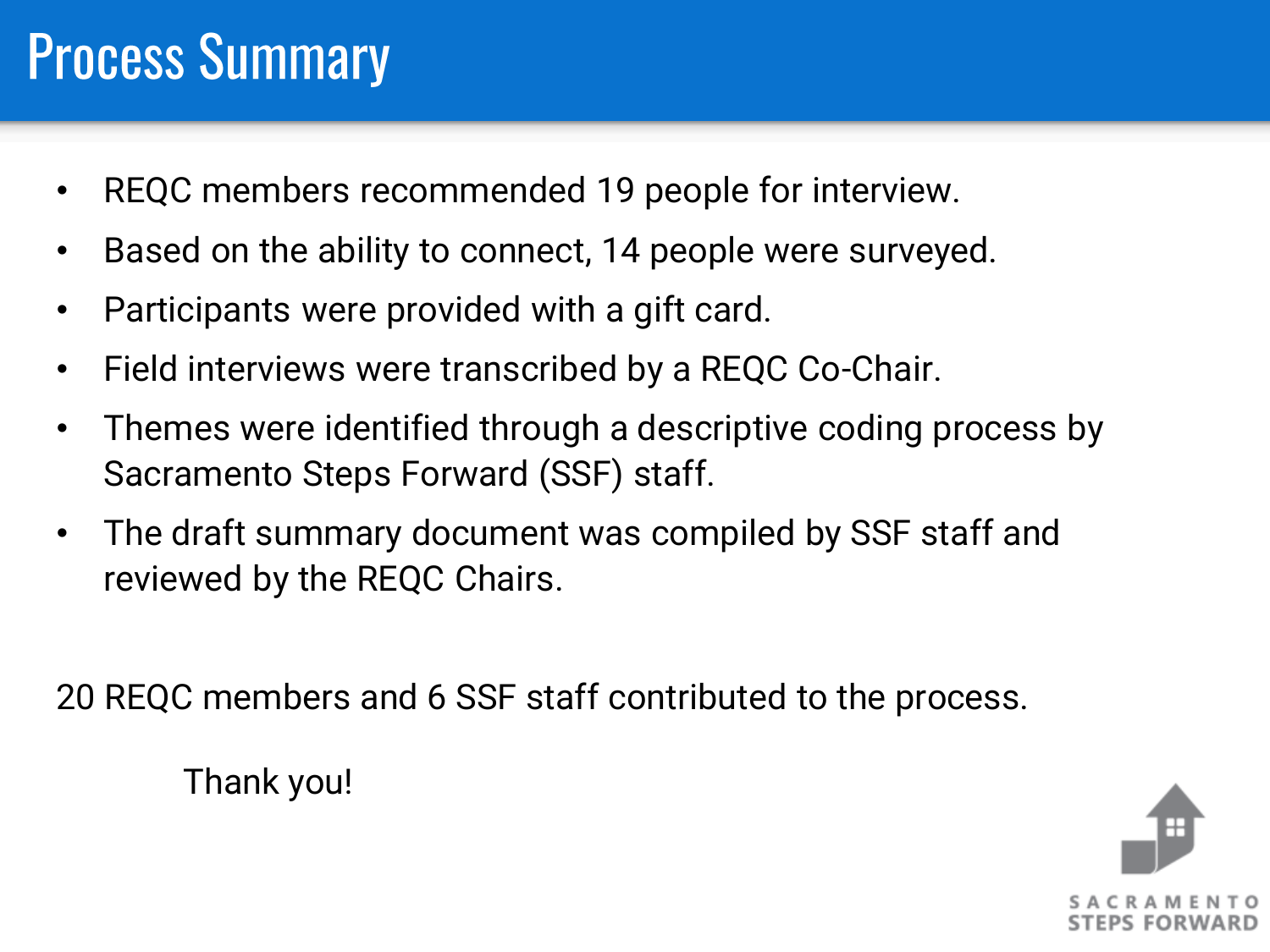# Process Summary

- REQC members recommended 19 people for interview.
- Based on the ability to connect, 14 people were surveyed.
- Participants were provided with a gift card.
- Field interviews were transcribed by a REQC Co-Chair.
- Themes were identified through a descriptive coding process by Sacramento Steps Forward (SSF) staff.
- The draft summary document was compiled by SSF staff and reviewed by the REQC Chairs.

20 REQC members and 6 SSF staff contributed to the process.

Thank you!

SACRAMENTO STEPS FORWARD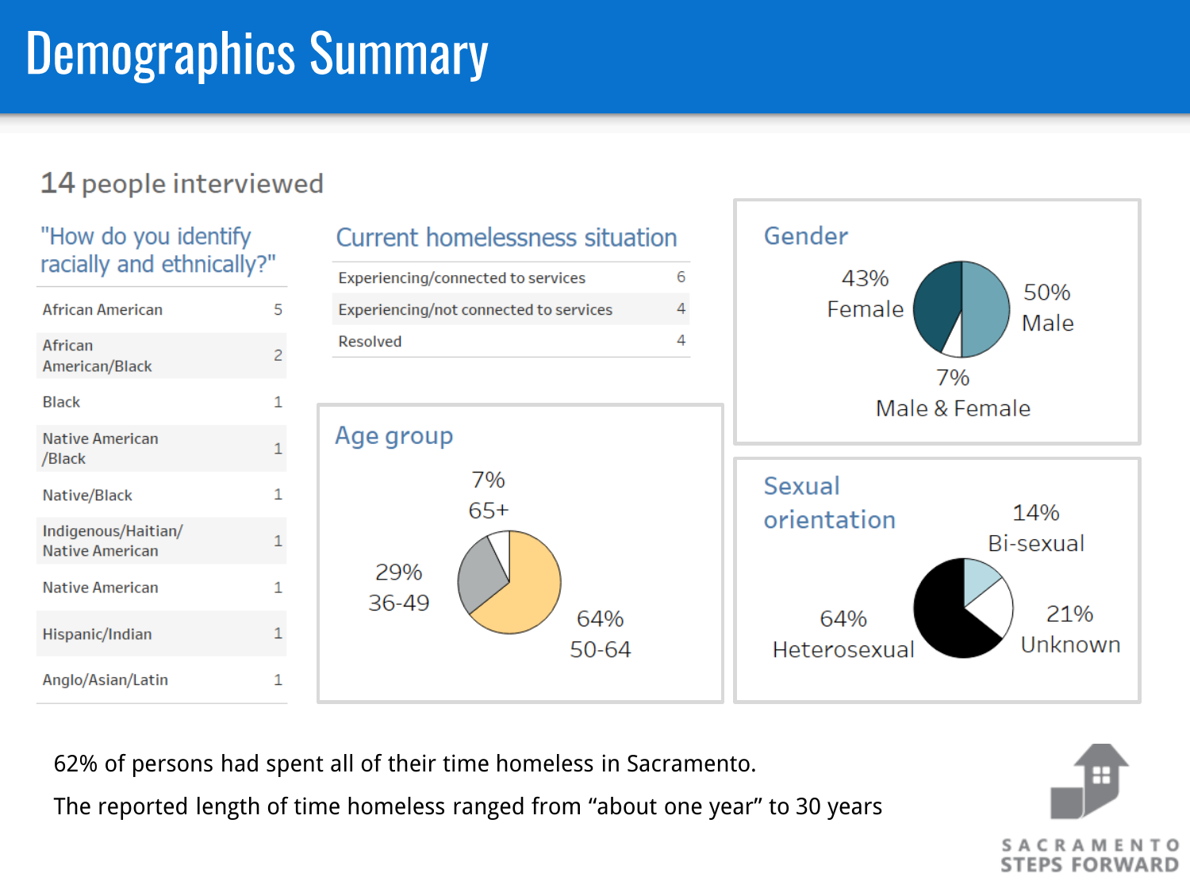# Demographics Summary

**14** people interviewed

## "How do you identify racially and ethnically?"

| Identity | Count |
|---|---|
| African American | 5 |
| African American/Black | 2 |
| Black | 1 |
| Native American /Black | 1 |
| Native/Black | 1 |
| Indigenous/Haitian/ Native American | 1 |
| Native American | 1 |
| Hispanic/Indian | 1 |
| Anglo/Asian/Latin | 1 |

## Current homelessness situation

| Situation | Count |
|---|---|
| Experiencing/connected to services | 6 |
| Experiencing/not connected to services | 4 |
| Resolved | 4 |

## Age group

- 7% 65+
- 29% 36-49
- 64% 50-64

## Gender

- 43% Female
- 50% Male
- 7% Male & Female

## Sexual orientation

- 14% Bi-sexual
- 64% Heterosexual
- 21% Unknown

62% of persons had spent all of their time homeless in Sacramento.

The reported length of time homeless ranged from "about one year" to 30 years

SACRAMENTO STEPS FORWARD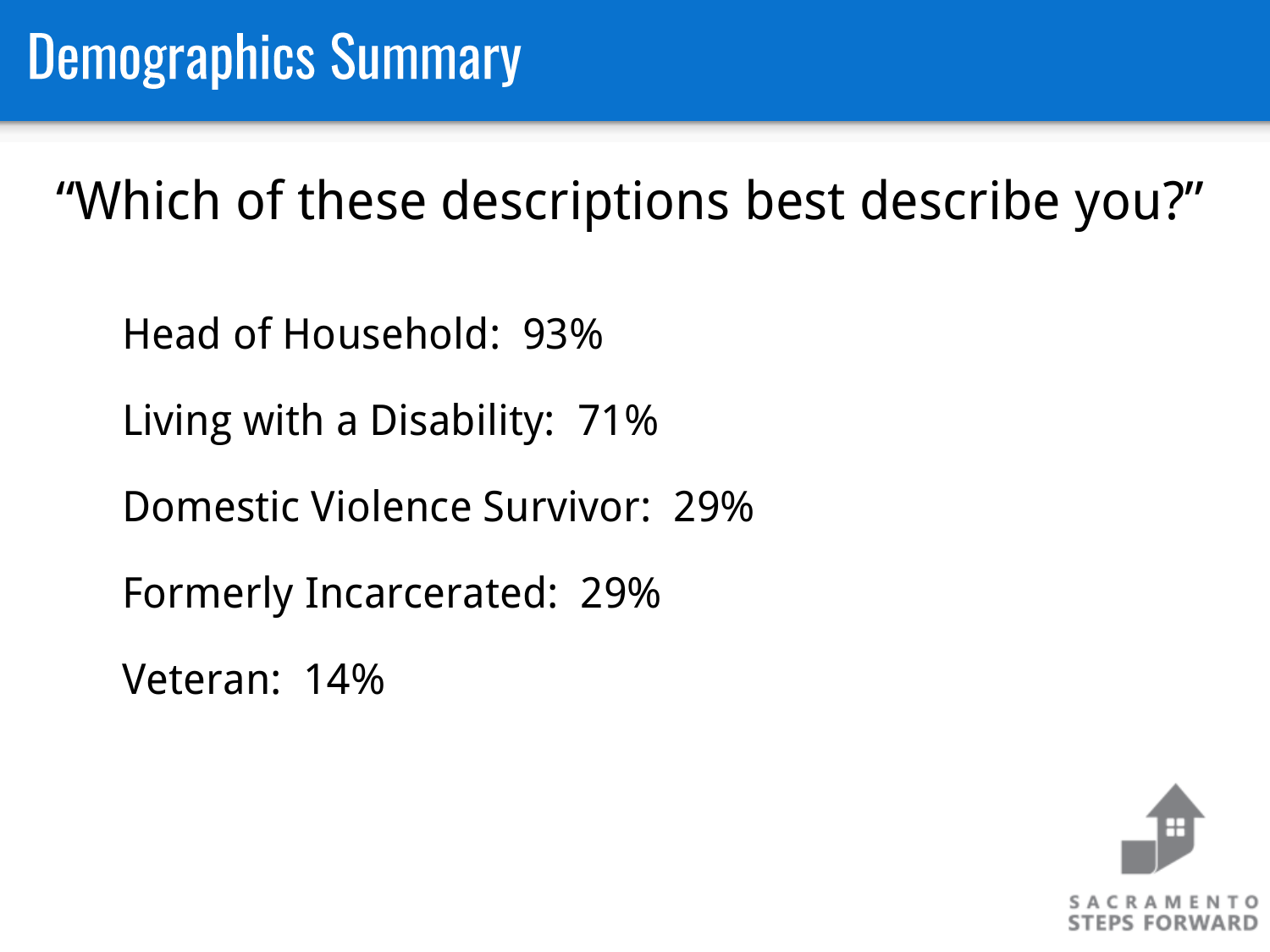# Demographics Summary

"Which of these descriptions best describe you?"

Head of Household: 93%

Living with a Disability: 71%

Domestic Violence Survivor: 29%

Formerly Incarcerated: 29%

Veteran: 14%

SACRAMENTO STEPS FORWARD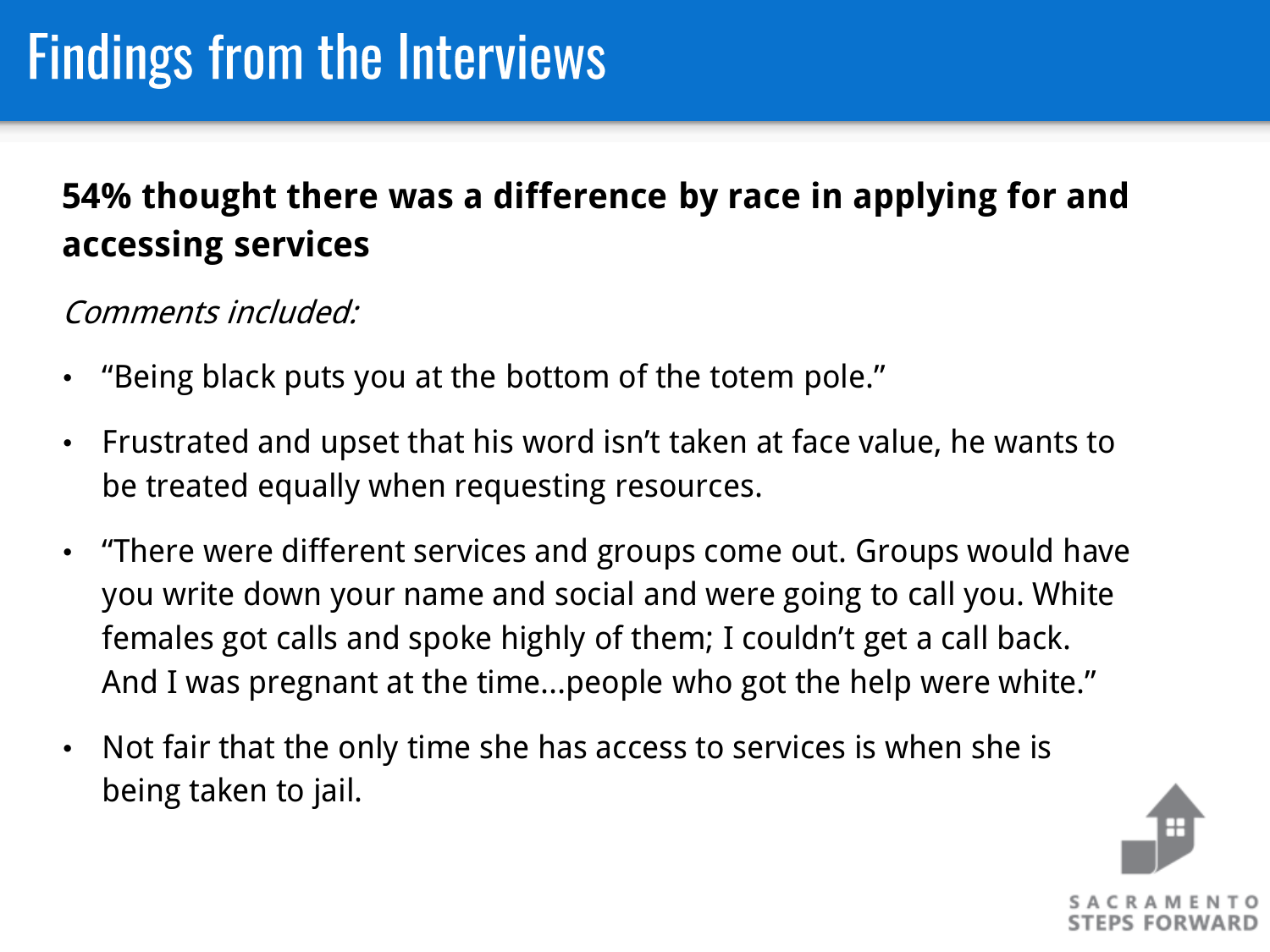# Findings from the Interviews

**54% thought there was a difference by race in applying for and accessing services**

*Comments included:*

- "Being black puts you at the bottom of the totem pole."
- Frustrated and upset that his word isn't taken at face value, he wants to be treated equally when requesting resources.
- "There were different services and groups come out. Groups would have you write down your name and social and were going to call you. White females got calls and spoke highly of them; I couldn't get a call back. And I was pregnant at the time...people who got the help were white."
- Not fair that the only time she has access to services is when she is being taken to jail.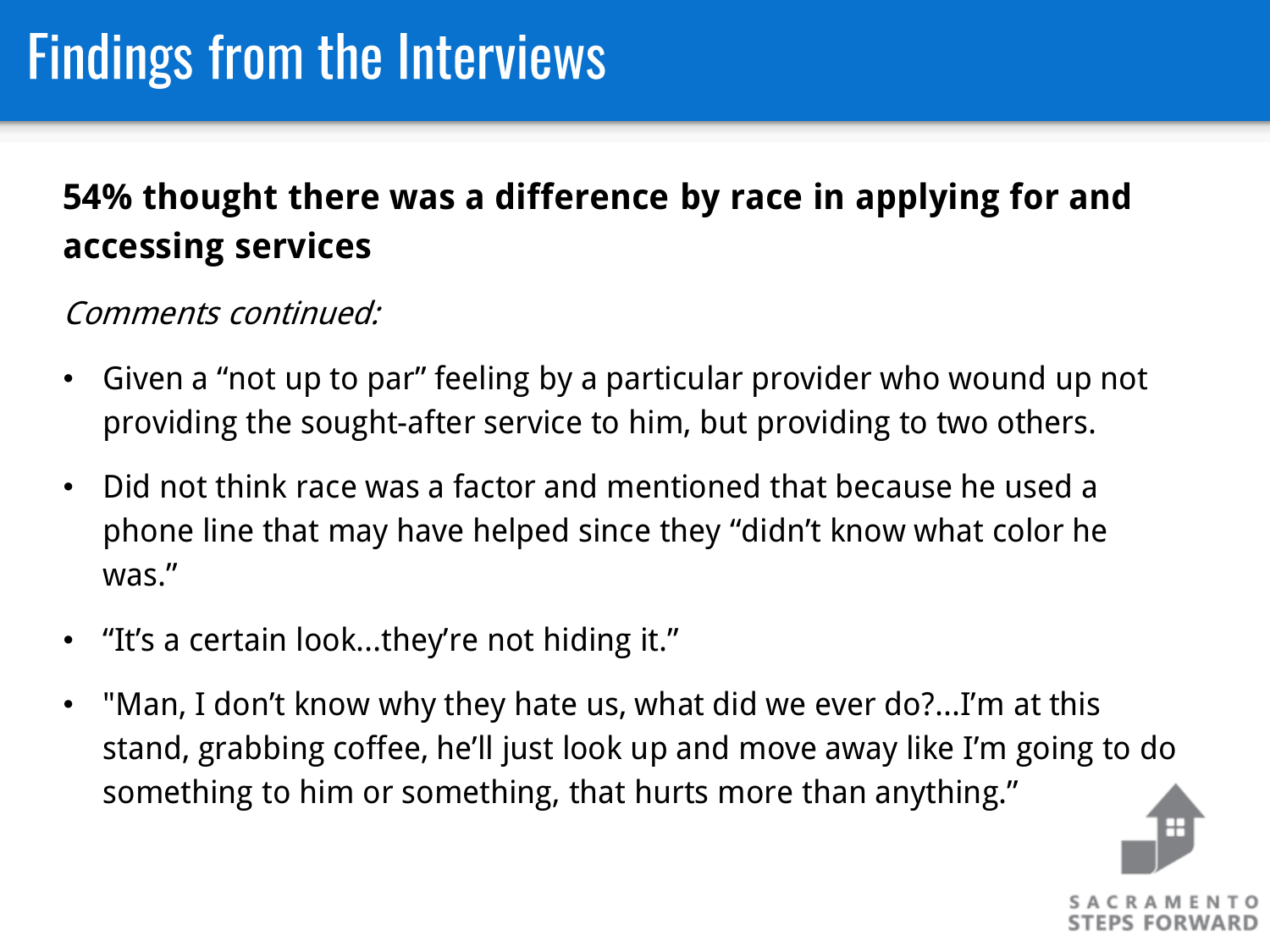# Findings from the Interviews

**54% thought there was a difference by race in applying for and accessing services**

*Comments continued:*

- Given a “not up to par” feeling by a particular provider who wound up not providing the sought-after service to him, but providing to two others.
- Did not think race was a factor and mentioned that because he used a phone line that may have helped since they “didn’t know what color he was.”
- “It’s a certain look...they’re not hiding it.”
- "Man, I don’t know why they hate us, what did we ever do?...I’m at this stand, grabbing coffee, he’ll just look up and move away like I’m going to do something to him or something, that hurts more than anything.”

SACRAMENTO STEPS FORWARD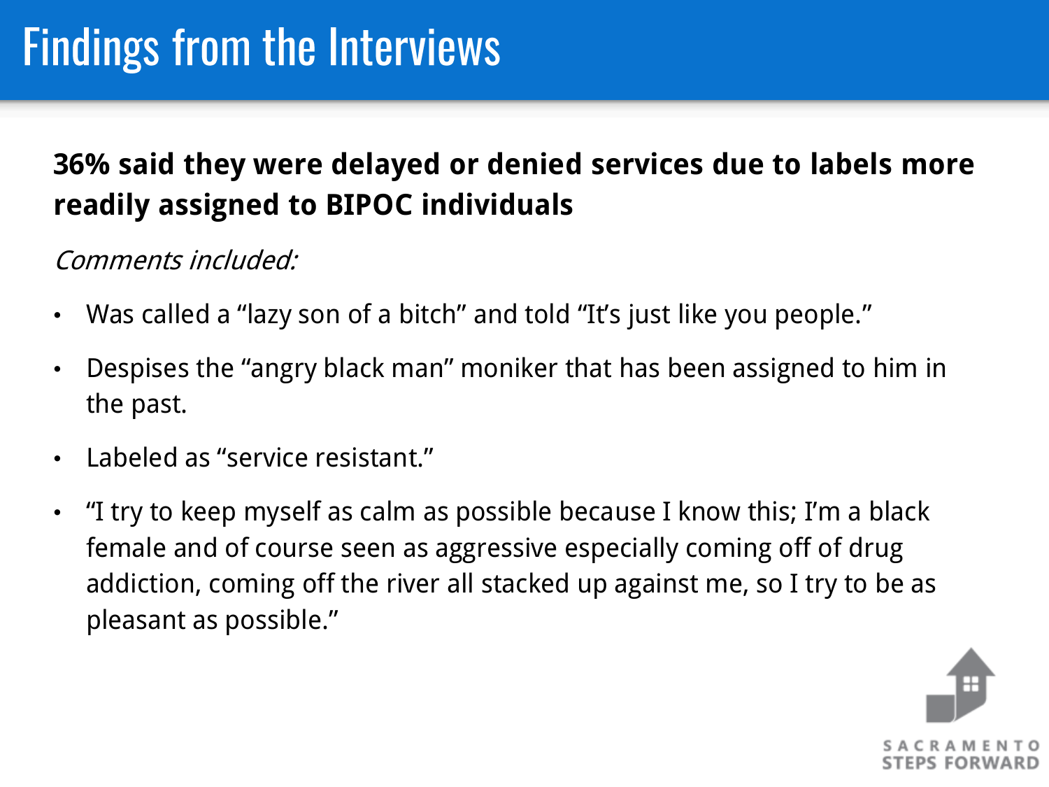# Findings from the Interviews

**36% said they were delayed or denied services due to labels more readily assigned to BIPOC individuals**

*Comments included:*

- Was called a "lazy son of a bitch" and told "It's just like you people."
- Despises the "angry black man" moniker that has been assigned to him in the past.
- Labeled as "service resistant."
- "I try to keep myself as calm as possible because I know this; I'm a black female and of course seen as aggressive especially coming off of drug addiction, coming off the river all stacked up against me, so I try to be as pleasant as possible."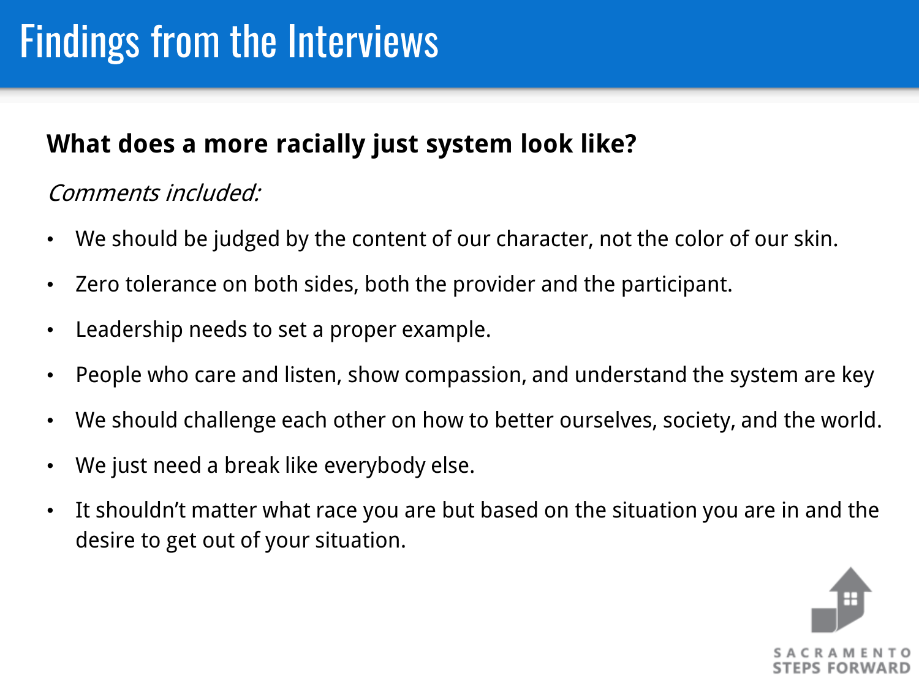# Findings from the Interviews

**What does a more racially just system look like?**

*Comments included:*

- We should be judged by the content of our character, not the color of our skin.
- Zero tolerance on both sides, both the provider and the participant.
- Leadership needs to set a proper example.
- People who care and listen, show compassion, and understand the system are key
- We should challenge each other on how to better ourselves, society, and the world.
- We just need a break like everybody else.
- It shouldn't matter what race you are but based on the situation you are in and the desire to get out of your situation.

SACRAMENTO STEPS FORWARD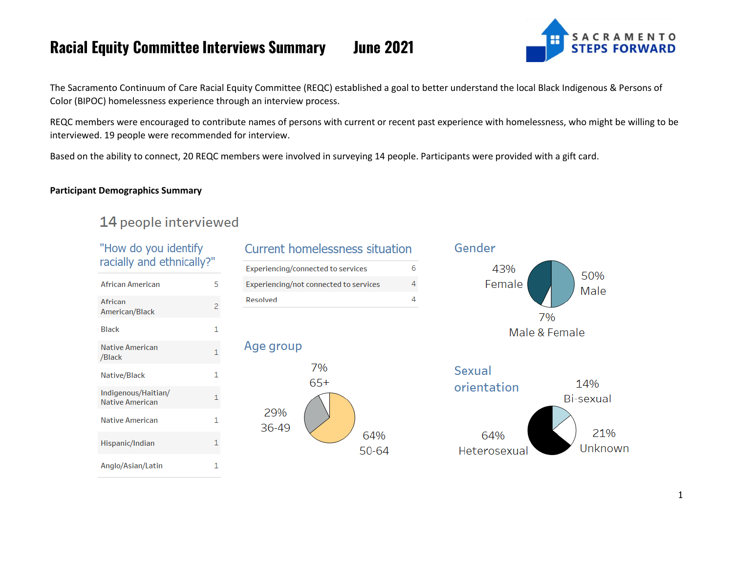# Racial Equity Committee Interviews Summary    June 2021

SACRAMENTO STEPS FORWARD

The Sacramento Continuum of Care Racial Equity Committee (REQC) established a goal to better understand the local Black Indigenous & Persons of Color (BIPOC) homelessness experience through an interview process.

REQC members were encouraged to contribute names of persons with current or recent past experience with homelessness, who might be willing to be interviewed. 19 people were recommended for interview.

Based on the ability to connect, 20 REQC members were involved in surveying 14 people. Participants were provided with a gift card.

**Participant Demographics Summary**

## 14 people interviewed

### "How do you identify racially and ethnically?"

| Identity | Count |
|---|---|
| African American | 5 |
| African American/Black | 2 |
| Black | 1 |
| Native American /Black | 1 |
| Native/Black | 1 |
| Indigenous/Haitian/ Native American | 1 |
| Native American | 1 |
| Hispanic/Indian | 1 |
| Anglo/Asian/Latin | 1 |

### Current homelessness situation

| Situation | Count |
|---|---|
| Experiencing/connected to services | 6 |
| Experiencing/not connected to services | 4 |
| Resolved | 4 |

### Age group

- 7% 65+
- 29% 36-49
- 64% 50-64

### Gender

- 43% Female
- 50% Male
- 7% Male & Female

### Sexual orientation

- 14% Bi-sexual
- 21% Unknown
- 64% Heterosexual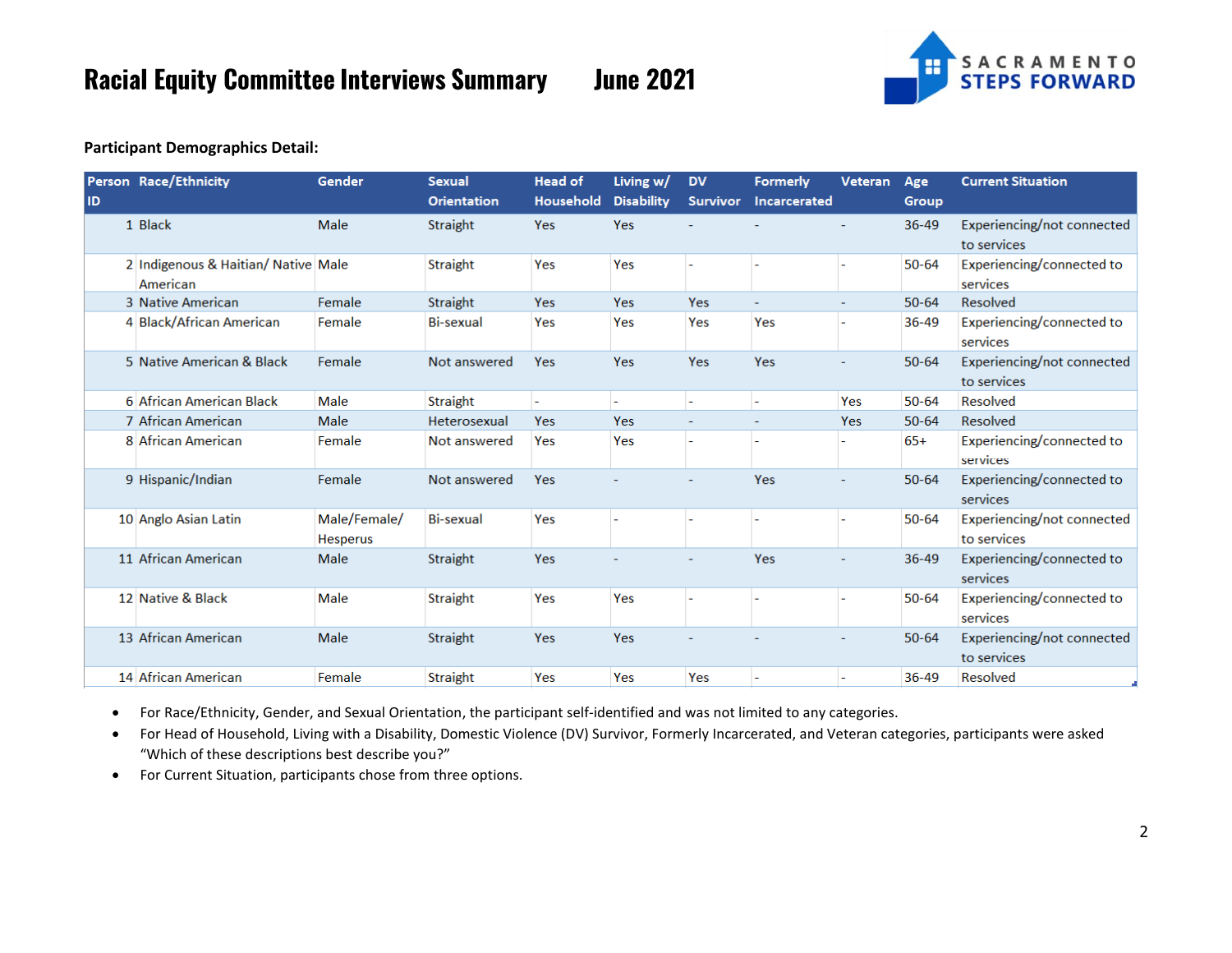# Racial Equity Committee Interviews Summary June 2021

**Participant Demographics Detail:**

| Person ID | Race/Ethnicity | Gender | Sexual Orientation | Head of Household | Living w/ Disability | DV Survivor | Formerly Incarcerated | Veteran | Age Group | Current Situation |
|---|---|---|---|---|---|---|---|---|---|---|
| 1 | Black | Male | Straight | Yes | Yes | - | - | - | 36-49 | Experiencing/not connected to services |
| 2 | Indigenous & Haitian/ Native American | Male | Straight | Yes | Yes | - | - | - | 50-64 | Experiencing/connected to services |
| 3 | Native American | Female | Straight | Yes | Yes | Yes | - | - | 50-64 | Resolved |
| 4 | Black/African American | Female | Bi-sexual | Yes | Yes | Yes | Yes | - | 36-49 | Experiencing/connected to services |
| 5 | Native American & Black | Female | Not answered | Yes | Yes | Yes | Yes | - | 50-64 | Experiencing/not connected to services |
| 6 | African American Black | Male | Straight | - | - | - | - | Yes | 50-64 | Resolved |
| 7 | African American | Male | Heterosexual | Yes | Yes | - | - | Yes | 50-64 | Resolved |
| 8 | African American | Female | Not answered | Yes | Yes | - | - | - | 65+ | Experiencing/connected to services |
| 9 | Hispanic/Indian | Female | Not answered | Yes | - | - | Yes | - | 50-64 | Experiencing/connected to services |
| 10 | Anglo Asian Latin | Male/Female/ Hesperus | Bi-sexual | Yes | - | - | - | - | 50-64 | Experiencing/not connected to services |
| 11 | African American | Male | Straight | Yes | - | - | Yes | - | 36-49 | Experiencing/connected to services |
| 12 | Native & Black | Male | Straight | Yes | Yes | - | - | - | 50-64 | Experiencing/connected to services |
| 13 | African American | Male | Straight | Yes | Yes | - | - | - | 50-64 | Experiencing/not connected to services |
| 14 | African American | Female | Straight | Yes | Yes | Yes | - | - | 36-49 | Resolved |

- For Race/Ethnicity, Gender, and Sexual Orientation, the participant self-identified and was not limited to any categories.
- For Head of Household, Living with a Disability, Domestic Violence (DV) Survivor, Formerly Incarcerated, and Veteran categories, participants were asked "Which of these descriptions best describe you?"
- For Current Situation, participants chose from three options.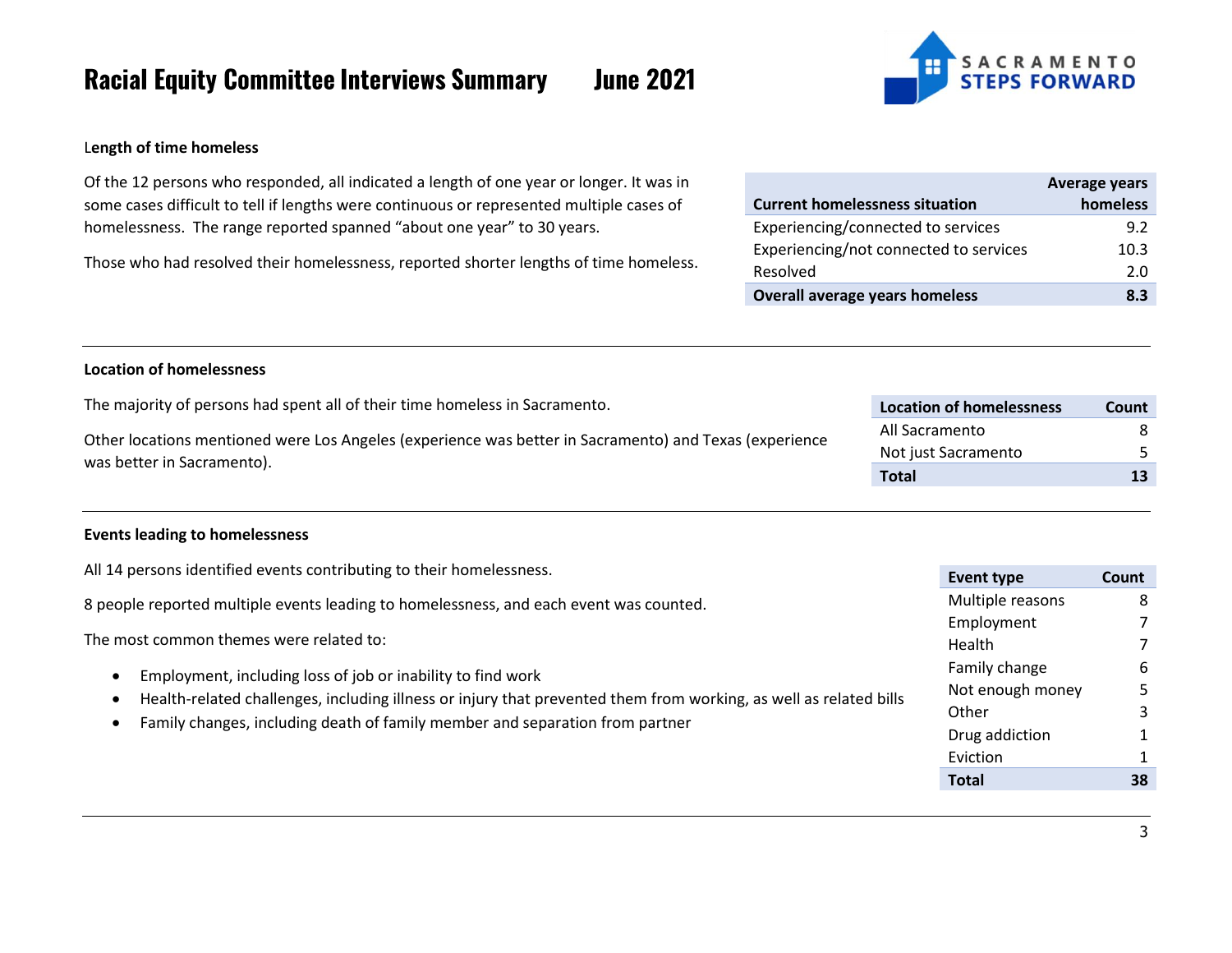# Racial Equity Committee Interviews Summary June 2021

### Length of time homeless

Of the 12 persons who responded, all indicated a length of one year or longer. It was in some cases difficult to tell if lengths were continuous or represented multiple cases of homelessness. The range reported spanned “about one year” to 30 years.

Those who had resolved their homelessness, reported shorter lengths of time homeless.

| Current homelessness situation | Average years homeless |
|---|---|
| Experiencing/connected to services | 9.2 |
| Experiencing/not connected to services | 10.3 |
| Resolved | 2.0 |
| **Overall average years homeless** | **8.3** |

---

### Location of homelessness

The majority of persons had spent all of their time homeless in Sacramento.

Other locations mentioned were Los Angeles (experience was better in Sacramento) and Texas (experience was better in Sacramento).

| Location of homelessness | Count |
|---|---|
| All Sacramento | 8 |
| Not just Sacramento | 5 |
| **Total** | **13** |

---

### Events leading to homelessness

All 14 persons identified events contributing to their homelessness.

8 people reported multiple events leading to homelessness, and each event was counted.

The most common themes were related to:

- Employment, including loss of job or inability to find work
- Health-related challenges, including illness or injury that prevented them from working, as well as related bills
- Family changes, including death of family member and separation from partner

| Event type | Count |
|---|---|
| Multiple reasons | 8 |
| Employment | 7 |
| Health | 7 |
| Family change | 6 |
| Not enough money | 5 |
| Other | 3 |
| Drug addiction | 1 |
| Eviction | 1 |
| **Total** | **38** |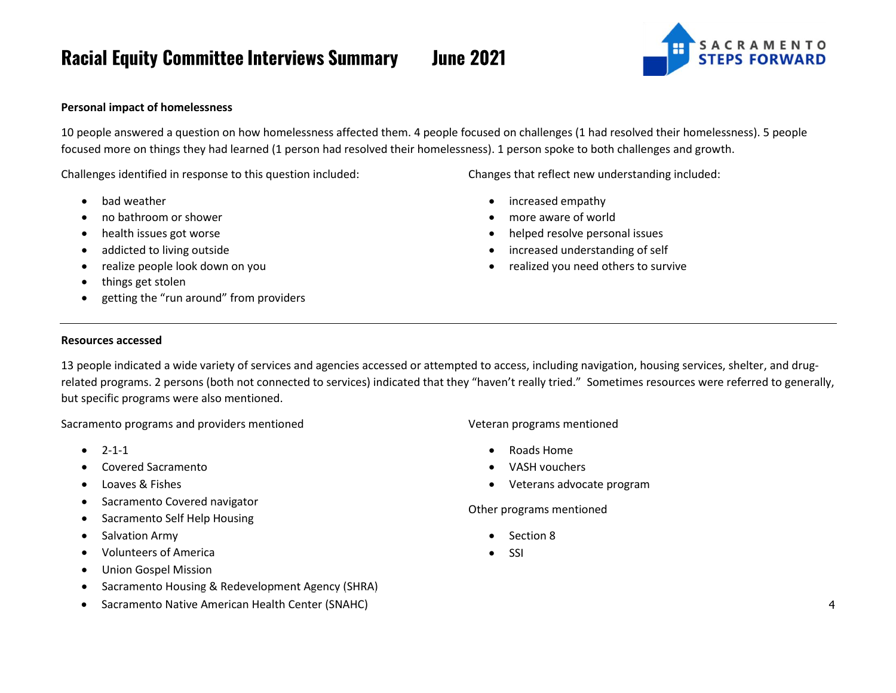# Racial Equity Committee Interviews Summary June 2021

**Personal impact of homelessness**

10 people answered a question on how homelessness affected them. 4 people focused on challenges (1 had resolved their homelessness). 5 people focused more on things they had learned (1 person had resolved their homelessness). 1 person spoke to both challenges and growth.

Challenges identified in response to this question included:

- bad weather
- no bathroom or shower
- health issues got worse
- addicted to living outside
- realize people look down on you
- things get stolen
- getting the "run around" from providers

Changes that reflect new understanding included:

- increased empathy
- more aware of world
- helped resolve personal issues
- increased understanding of self
- realized you need others to survive

---

**Resources accessed**

13 people indicated a wide variety of services and agencies accessed or attempted to access, including navigation, housing services, shelter, and drug-related programs. 2 persons (both not connected to services) indicated that they "haven't really tried." Sometimes resources were referred to generally, but specific programs were also mentioned.

Sacramento programs and providers mentioned

- 2-1-1
- Covered Sacramento
- Loaves & Fishes
- Sacramento Covered navigator
- Sacramento Self Help Housing
- Salvation Army
- Volunteers of America
- Union Gospel Mission
- Sacramento Housing & Redevelopment Agency (SHRA)
- Sacramento Native American Health Center (SNAHC)

Veteran programs mentioned

- Roads Home
- VASH vouchers
- Veterans advocate program

Other programs mentioned

- Section 8
- SSI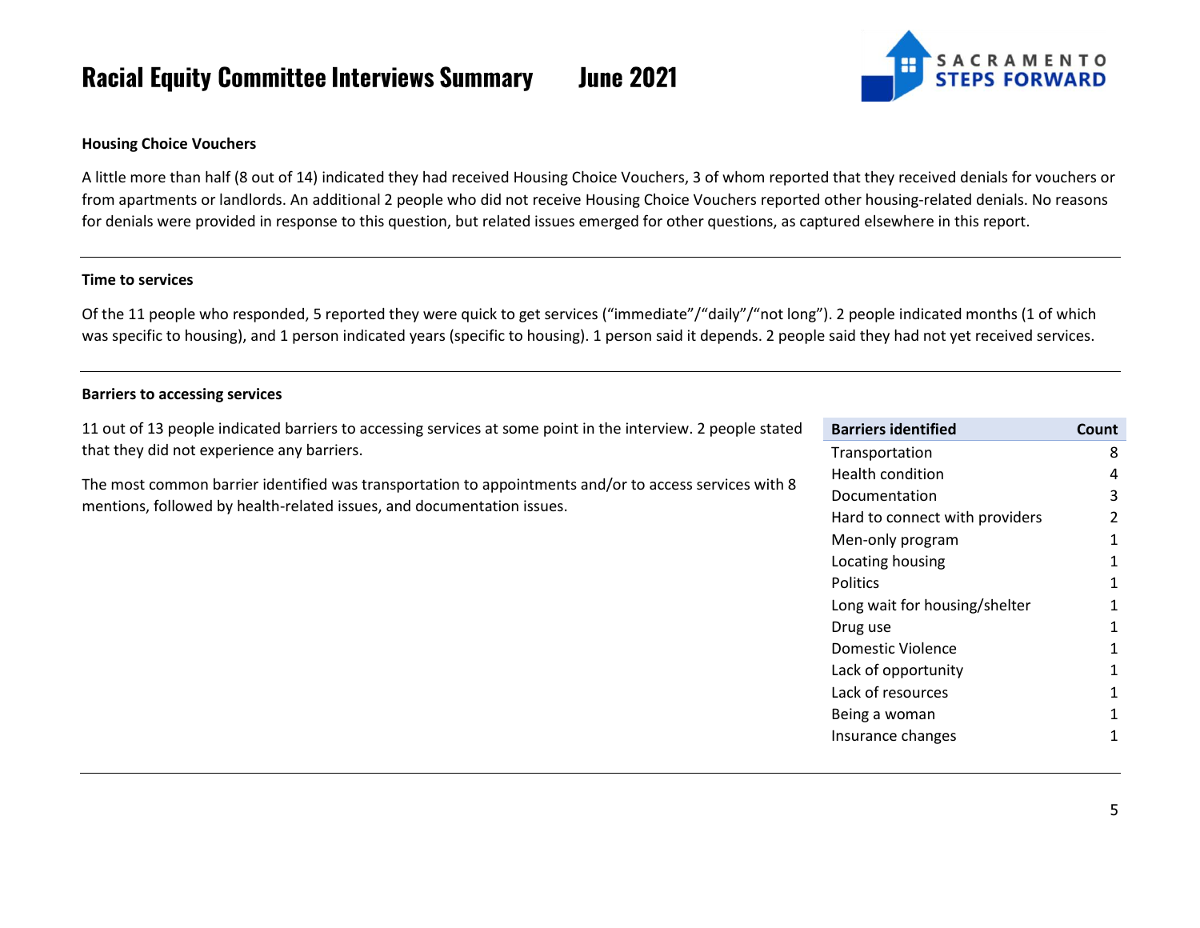### Housing Choice Vouchers

A little more than half (8 out of 14) indicated they had received Housing Choice Vouchers, 3 of whom reported that they received denials for vouchers or from apartments or landlords. An additional 2 people who did not receive Housing Choice Vouchers reported other housing-related denials. No reasons for denials were provided in response to this question, but related issues emerged for other questions, as captured elsewhere in this report.

---

### Time to services

Of the 11 people who responded, 5 reported they were quick to get services ("immediate"/"daily"/"not long"). 2 people indicated months (1 of which was specific to housing), and 1 person indicated years (specific to housing). 1 person said it depends. 2 people said they had not yet received services.

---

### Barriers to accessing services

11 out of 13 people indicated barriers to accessing services at some point in the interview. 2 people stated that they did not experience any barriers.

The most common barrier identified was transportation to appointments and/or to access services with 8 mentions, followed by health-related issues, and documentation issues.

| Barriers identified | Count |
|---|---|
| Transportation | 8 |
| Health condition | 4 |
| Documentation | 3 |
| Hard to connect with providers | 2 |
| Men-only program | 1 |
| Locating housing | 1 |
| Politics | 1 |
| Long wait for housing/shelter | 1 |
| Drug use | 1 |
| Domestic Violence | 1 |
| Lack of opportunity | 1 |
| Lack of resources | 1 |
| Being a woman | 1 |
| Insurance changes | 1 |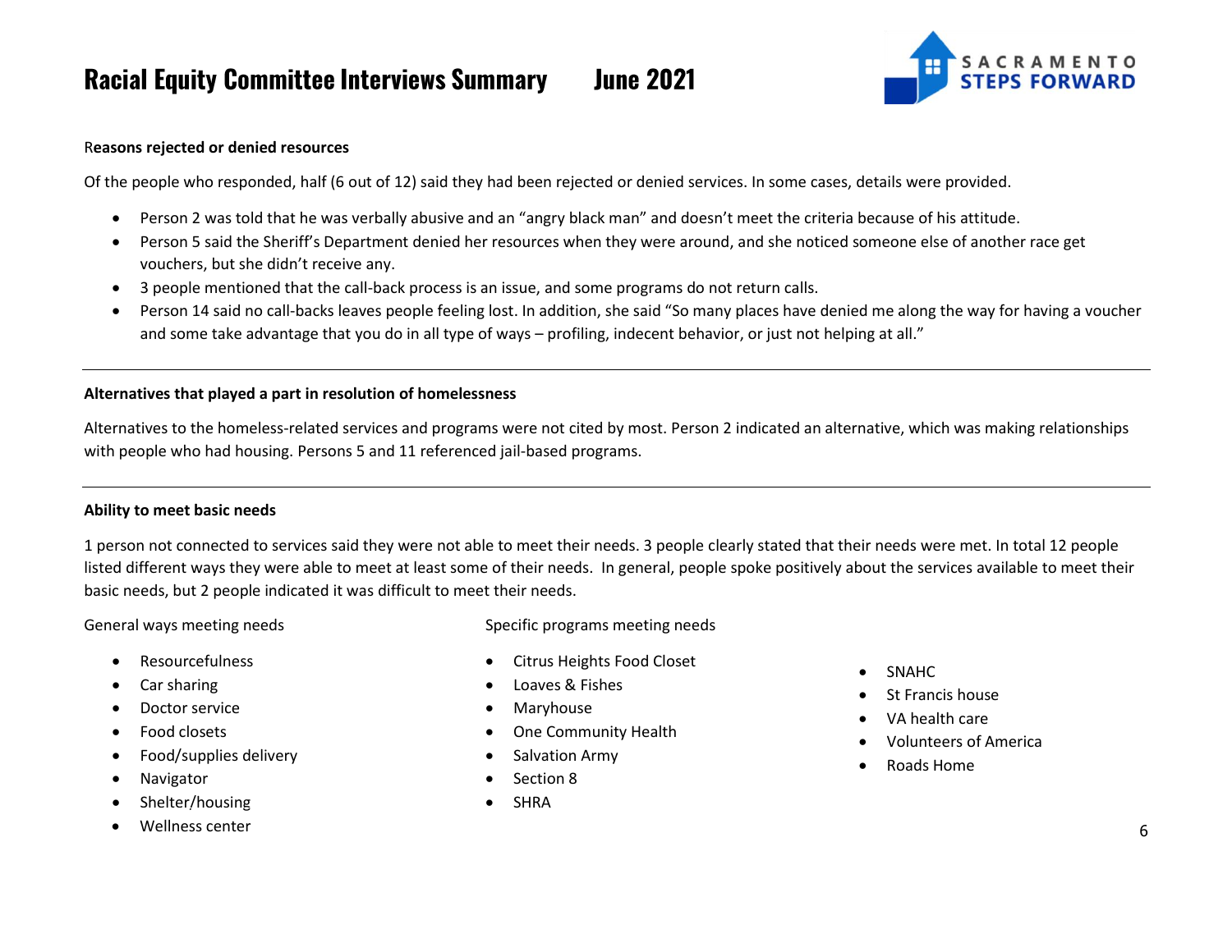#### Reasons rejected or denied resources

Of the people who responded, half (6 out of 12) said they had been rejected or denied services. In some cases, details were provided.

- Person 2 was told that he was verbally abusive and an "angry black man" and doesn't meet the criteria because of his attitude.
- Person 5 said the Sheriff's Department denied her resources when they were around, and she noticed someone else of another race get vouchers, but she didn't receive any.
- 3 people mentioned that the call-back process is an issue, and some programs do not return calls.
- Person 14 said no call-backs leaves people feeling lost. In addition, she said "So many places have denied me along the way for having a voucher and some take advantage that you do in all type of ways – profiling, indecent behavior, or just not helping at all."

---

#### Alternatives that played a part in resolution of homelessness

Alternatives to the homeless-related services and programs were not cited by most. Person 2 indicated an alternative, which was making relationships with people who had housing. Persons 5 and 11 referenced jail-based programs.

---

#### Ability to meet basic needs

1 person not connected to services said they were not able to meet their needs. 3 people clearly stated that their needs were met. In total 12 people listed different ways they were able to meet at least some of their needs. In general, people spoke positively about the services available to meet their basic needs, but 2 people indicated it was difficult to meet their needs.

General ways meeting needs

- Resourcefulness
- Car sharing
- Doctor service
- Food closets
- Food/supplies delivery
- Navigator
- Shelter/housing
- Wellness center

Specific programs meeting needs

- Citrus Heights Food Closet
- Loaves & Fishes
- Maryhouse
- One Community Health
- Salvation Army
- Section 8
- SHRA
- SNAHC
- St Francis house
- VA health care
- Volunteers of America
- Roads Home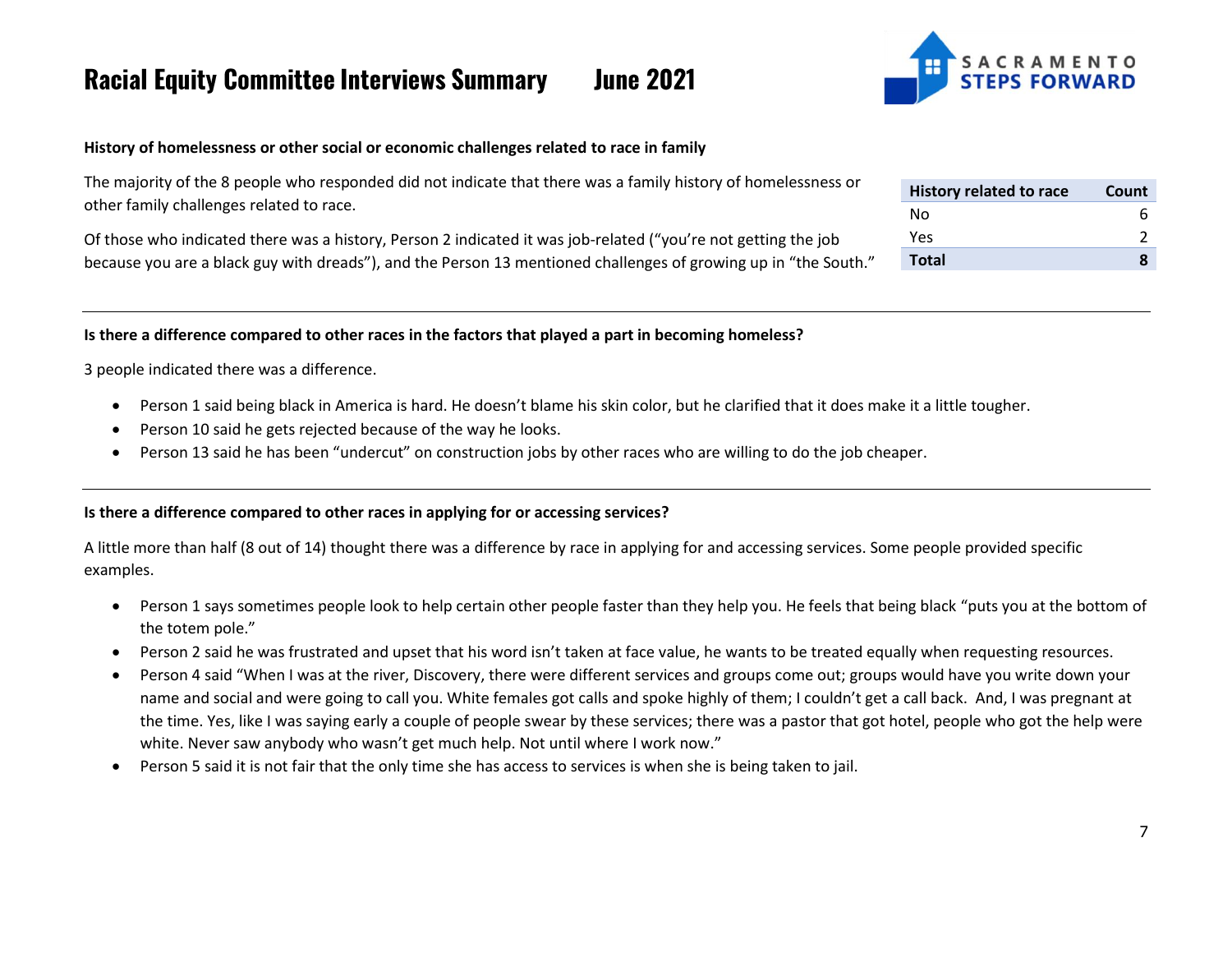# Racial Equity Committee Interviews Summary June 2021

### History of homelessness or other social or economic challenges related to race in family

The majority of the 8 people who responded did not indicate that there was a family history of homelessness or other family challenges related to race.

Of those who indicated there was a history, Person 2 indicated it was job-related ("you're not getting the job because you are a black guy with dreads"), and the Person 13 mentioned challenges of growing up in "the South."

| History related to race | Count |
|---|---|
| No | 6 |
| Yes | 2 |
| **Total** | **8** |

---

### Is there a difference compared to other races in the factors that played a part in becoming homeless?

3 people indicated there was a difference.

- Person 1 said being black in America is hard. He doesn't blame his skin color, but he clarified that it does make it a little tougher.
- Person 10 said he gets rejected because of the way he looks.
- Person 13 said he has been "undercut" on construction jobs by other races who are willing to do the job cheaper.

---

### Is there a difference compared to other races in applying for or accessing services?

A little more than half (8 out of 14) thought there was a difference by race in applying for and accessing services. Some people provided specific examples.

- Person 1 says sometimes people look to help certain other people faster than they help you. He feels that being black "puts you at the bottom of the totem pole."
- Person 2 said he was frustrated and upset that his word isn't taken at face value, he wants to be treated equally when requesting resources.
- Person 4 said "When I was at the river, Discovery, there were different services and groups come out; groups would have you write down your name and social and were going to call you. White females got calls and spoke highly of them; I couldn't get a call back. And, I was pregnant at the time. Yes, like I was saying early a couple of people swear by these services; there was a pastor that got hotel, people who got the help were white. Never saw anybody who wasn't get much help. Not until where I work now."
- Person 5 said it is not fair that the only time she has access to services is when she is being taken to jail.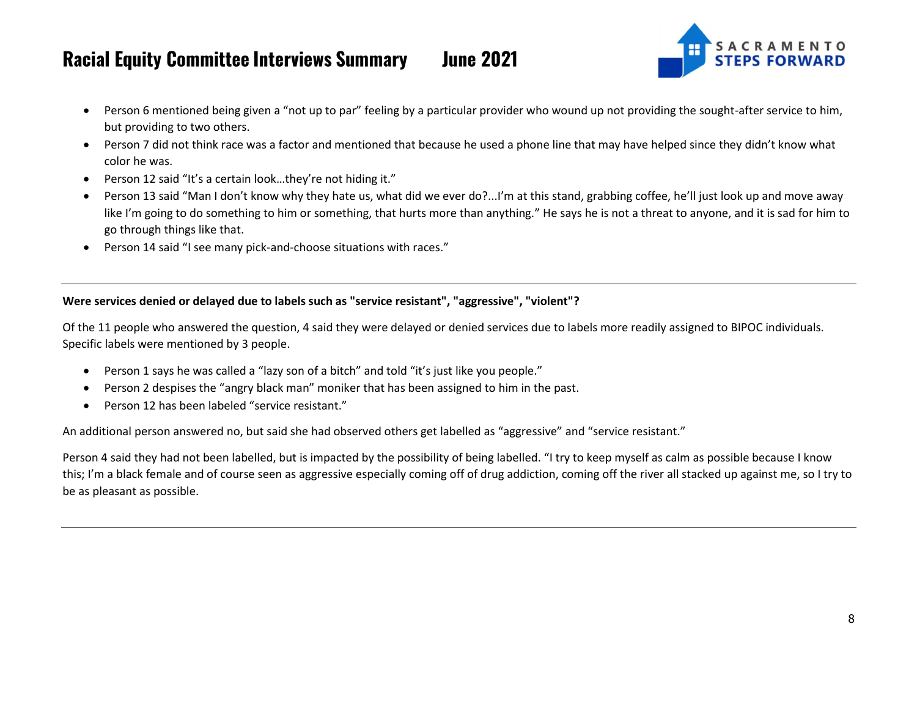- Person 6 mentioned being given a "not up to par" feeling by a particular provider who wound up not providing the sought-after service to him, but providing to two others.
- Person 7 did not think race was a factor and mentioned that because he used a phone line that may have helped since they didn't know what color he was.
- Person 12 said "It's a certain look…they're not hiding it."
- Person 13 said "Man I don't know why they hate us, what did we ever do?...I'm at this stand, grabbing coffee, he'll just look up and move away like I'm going to do something to him or something, that hurts more than anything." He says he is not a threat to anyone, and it is sad for him to go through things like that.
- Person 14 said "I see many pick-and-choose situations with races."

---

**Were services denied or delayed due to labels such as "service resistant", "aggressive", "violent"?**

Of the 11 people who answered the question, 4 said they were delayed or denied services due to labels more readily assigned to BIPOC individuals. Specific labels were mentioned by 3 people.

- Person 1 says he was called a "lazy son of a bitch" and told "it's just like you people."
- Person 2 despises the "angry black man" moniker that has been assigned to him in the past.
- Person 12 has been labeled "service resistant."

An additional person answered no, but said she had observed others get labelled as "aggressive" and "service resistant."

Person 4 said they had not been labelled, but is impacted by the possibility of being labelled. "I try to keep myself as calm as possible because I know this; I'm a black female and of course seen as aggressive especially coming off of drug addiction, coming off the river all stacked up against me, so I try to be as pleasant as possible.

---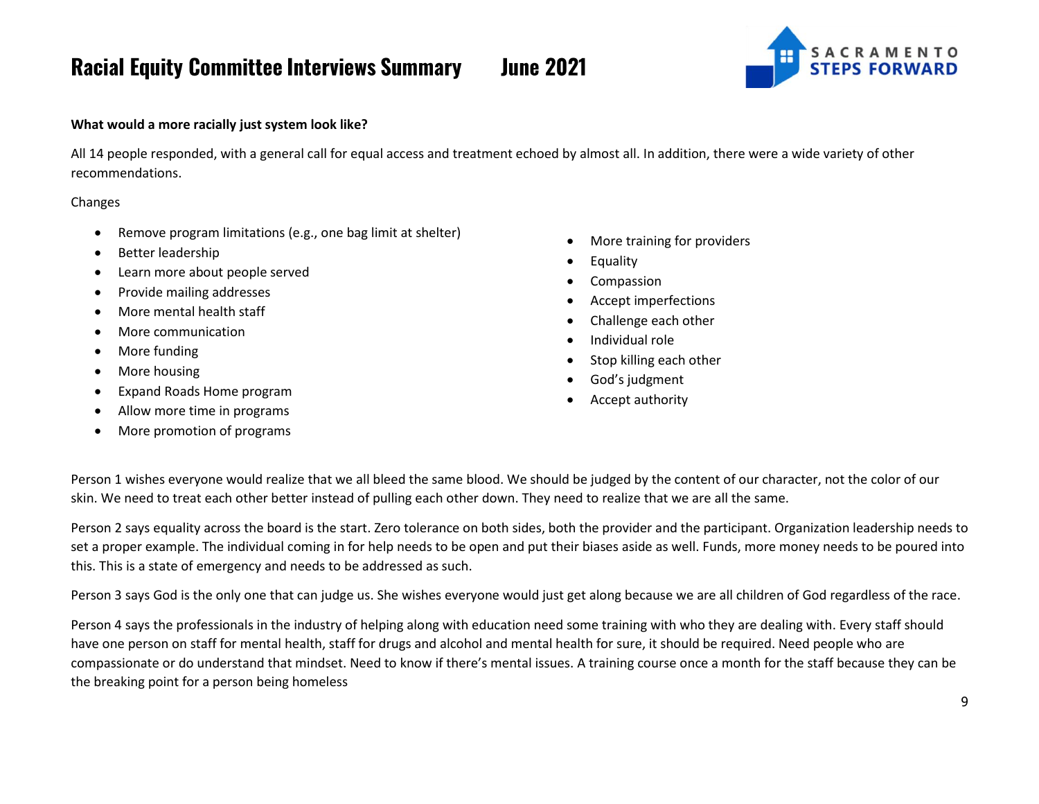**What would a more racially just system look like?**

All 14 people responded, with a general call for equal access and treatment echoed by almost all. In addition, there were a wide variety of other recommendations.

Changes

- Remove program limitations (e.g., one bag limit at shelter)
- Better leadership
- Learn more about people served
- Provide mailing addresses
- More mental health staff
- More communication
- More funding
- More housing
- Expand Roads Home program
- Allow more time in programs
- More promotion of programs
- More training for providers
- Equality
- Compassion
- Accept imperfections
- Challenge each other
- Individual role
- Stop killing each other
- God's judgment
- Accept authority

Person 1 wishes everyone would realize that we all bleed the same blood. We should be judged by the content of our character, not the color of our skin. We need to treat each other better instead of pulling each other down. They need to realize that we are all the same.

Person 2 says equality across the board is the start. Zero tolerance on both sides, both the provider and the participant. Organization leadership needs to set a proper example. The individual coming in for help needs to be open and put their biases aside as well. Funds, more money needs to be poured into this. This is a state of emergency and needs to be addressed as such.

Person 3 says God is the only one that can judge us. She wishes everyone would just get along because we are all children of God regardless of the race.

Person 4 says the professionals in the industry of helping along with education need some training with who they are dealing with. Every staff should have one person on staff for mental health, staff for drugs and alcohol and mental health for sure, it should be required. Need people who are compassionate or do understand that mindset. Need to know if there's mental issues. A training course once a month for the staff because they can be the breaking point for a person being homeless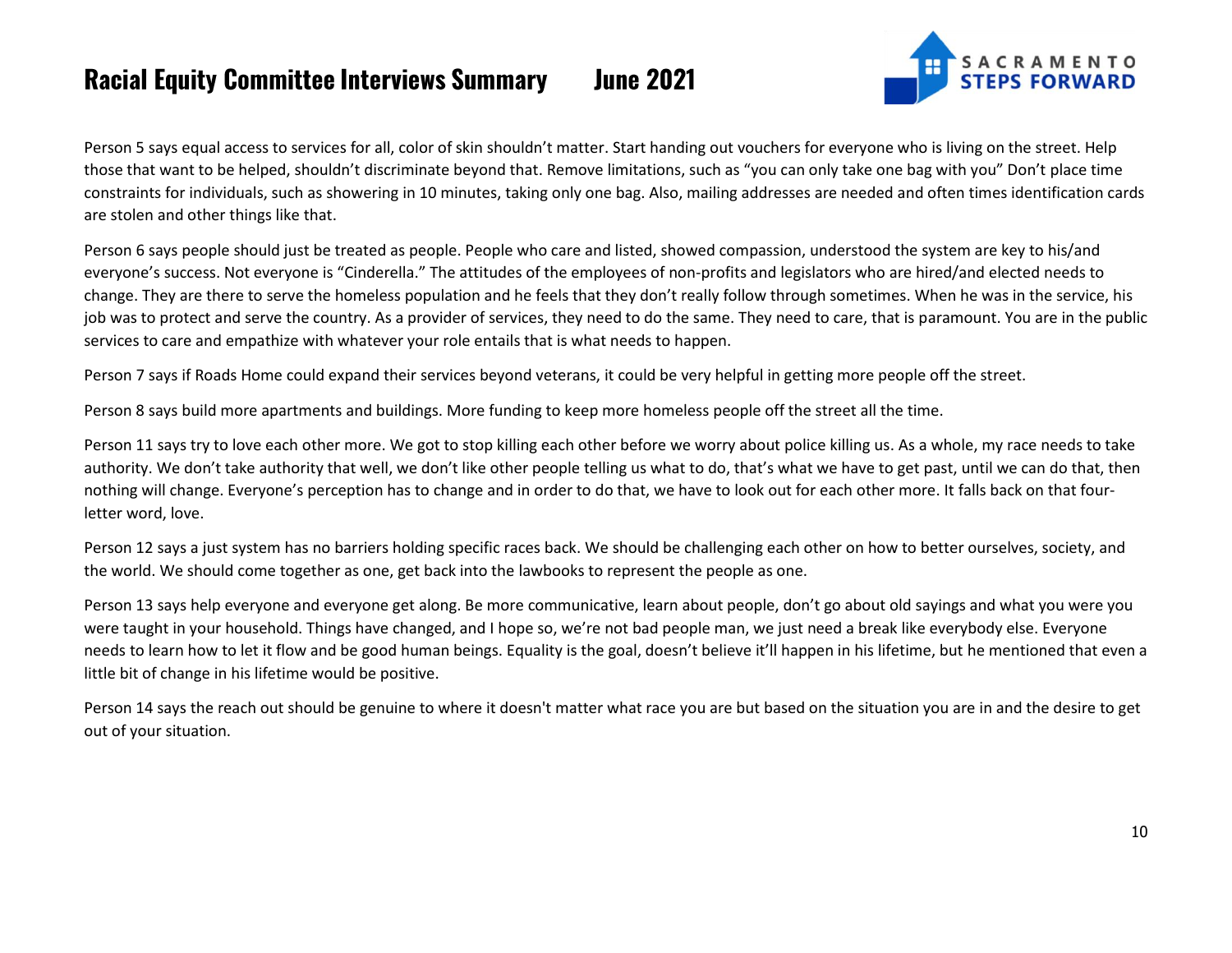Person 5 says equal access to services for all, color of skin shouldn't matter. Start handing out vouchers for everyone who is living on the street. Help those that want to be helped, shouldn't discriminate beyond that. Remove limitations, such as "you can only take one bag with you" Don't place time constraints for individuals, such as showering in 10 minutes, taking only one bag. Also, mailing addresses are needed and often times identification cards are stolen and other things like that.

Person 6 says people should just be treated as people. People who care and listed, showed compassion, understood the system are key to his/and everyone's success. Not everyone is "Cinderella." The attitudes of the employees of non-profits and legislators who are hired/and elected needs to change. They are there to serve the homeless population and he feels that they don't really follow through sometimes. When he was in the service, his job was to protect and serve the country. As a provider of services, they need to do the same. They need to care, that is paramount. You are in the public services to care and empathize with whatever your role entails that is what needs to happen.

Person 7 says if Roads Home could expand their services beyond veterans, it could be very helpful in getting more people off the street.

Person 8 says build more apartments and buildings. More funding to keep more homeless people off the street all the time.

Person 11 says try to love each other more. We got to stop killing each other before we worry about police killing us. As a whole, my race needs to take authority. We don't take authority that well, we don't like other people telling us what to do, that's what we have to get past, until we can do that, then nothing will change. Everyone's perception has to change and in order to do that, we have to look out for each other more. It falls back on that four-letter word, love.

Person 12 says a just system has no barriers holding specific races back. We should be challenging each other on how to better ourselves, society, and the world. We should come together as one, get back into the lawbooks to represent the people as one.

Person 13 says help everyone and everyone get along. Be more communicative, learn about people, don't go about old sayings and what you were you were taught in your household. Things have changed, and I hope so, we're not bad people man, we just need a break like everybody else. Everyone needs to learn how to let it flow and be good human beings. Equality is the goal, doesn't believe it'll happen in his lifetime, but he mentioned that even a little bit of change in his lifetime would be positive.

Person 14 says the reach out should be genuine to where it doesn't matter what race you are but based on the situation you are in and the desire to get out of your situation.